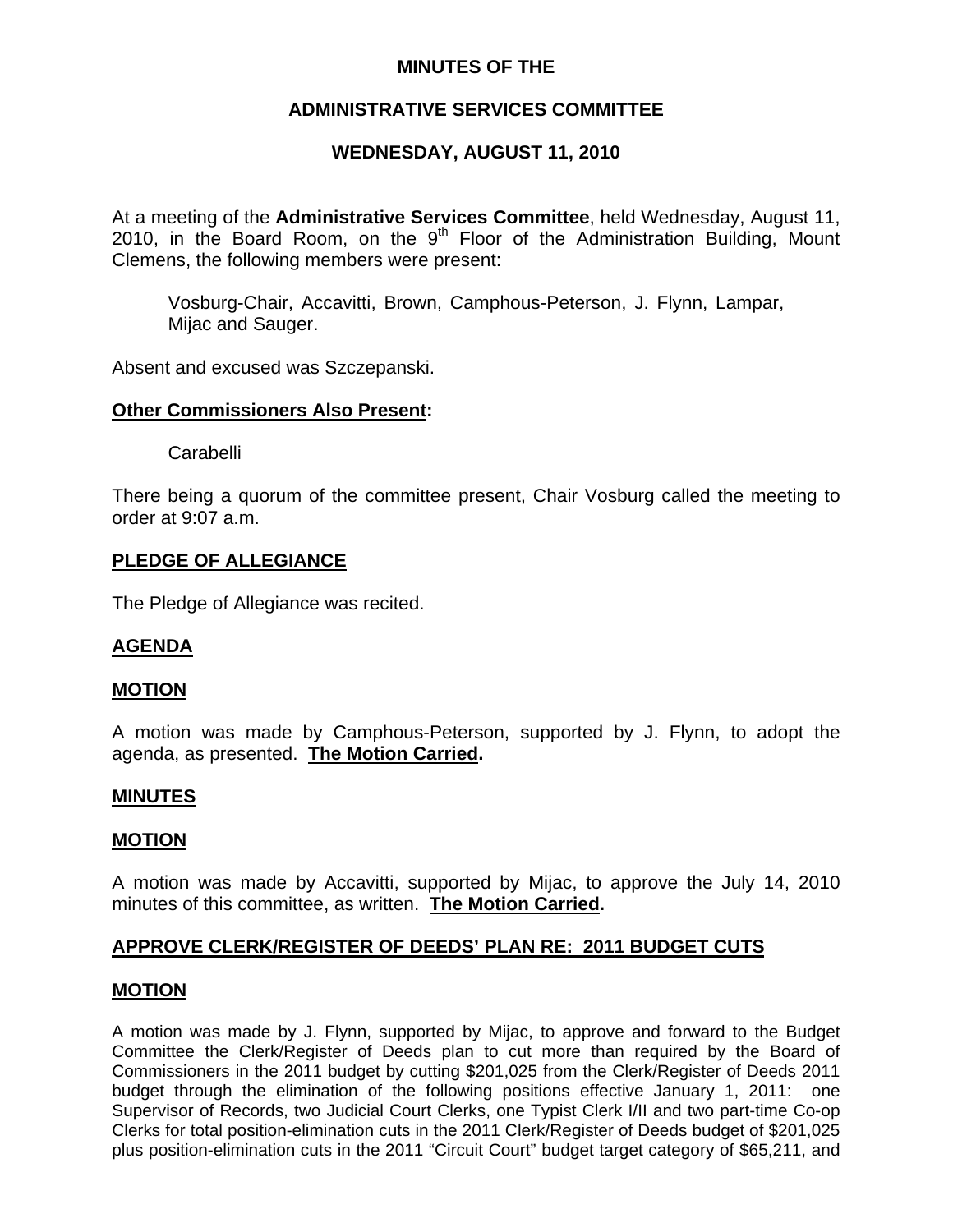# MINUTES OF THE

## ADMINISTRATIVE SERVICES COMMITTEE

### WEDNESDAY, AUGUST 11, 2010

At a meeting of the **Administrative Services Committee**, held Wednesday, August 11, 2010, in the Board Room, on the 9th Floor of the Administration Building, Mount Clemens, the following members were present:

Vosburg-Chair, Accavitti, Brown, Camphous-Peterson, J. Flynn, Lampar, Mijac and Sauger.

Absent and excused was Szczepanski.

**Other Commissioners Also Present:**

Carabelli

There being a quorum of the committee present, Chair Vosburg called the meeting to order at 9:07 a.m.

**PLEDGE OF ALLEGIANCE**

The Pledge of Allegiance was recited.

**AGENDA**

**MOTION**

A motion was made by Camphous-Peterson, supported by J. Flynn, to adopt the agenda, as presented. **The Motion Carried.**

**MINUTES**

**MOTION**

A motion was made by Accavitti, supported by Mijac, to approve the July 14, 2010 minutes of this committee, as written. **The Motion Carried.**

**APPROVE CLERK/REGISTER OF DEEDS' PLAN RE: 2011 BUDGET CUTS**

**MOTION**

A motion was made by J. Flynn, supported by Mijac, to approve and forward to the Budget Committee the Clerk/Register of Deeds plan to cut more than required by the Board of Commissioners in the 2011 budget by cutting $201,025 from the Clerk/Register of Deeds 2011 budget through the elimination of the following positions effective January 1, 2011: one Supervisor of Records, two Judicial Court Clerks, one Typist Clerk I/II and two part-time Co-op Clerks for total position-elimination cuts in the 2011 Clerk/Register of Deeds budget of $201,025 plus position-elimination cuts in the 2011 "Circuit Court" budget target category of $65,211, and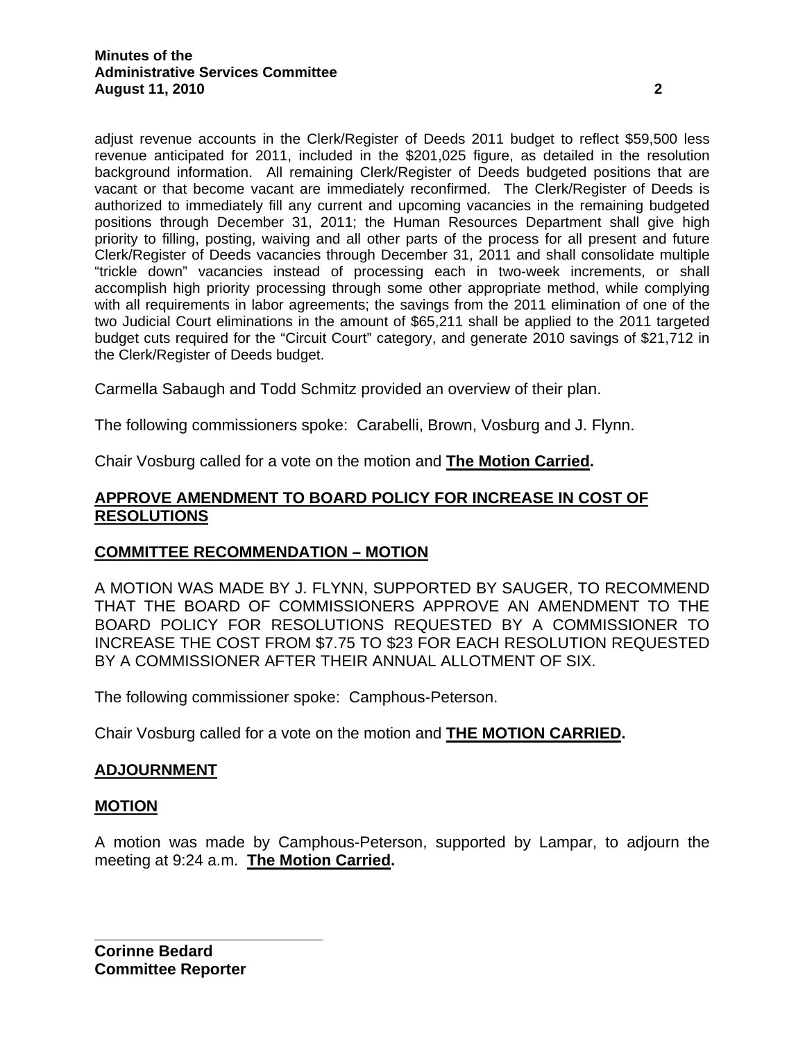adjust revenue accounts in the Clerk/Register of Deeds 2011 budget to reflect \$59,500 less revenue anticipated for 2011, included in the \$201,025 figure, as detailed in the resolution background information. All remaining Clerk/Register of Deeds budgeted positions that are vacant or that become vacant are immediately reconfirmed. The Clerk/Register of Deeds is authorized to immediately fill any current and upcoming vacancies in the remaining budgeted positions through December 31, 2011; the Human Resources Department shall give high priority to filling, posting, waiving and all other parts of the process for all present and future Clerk/Register of Deeds vacancies through December 31, 2011 and shall consolidate multiple "trickle down" vacancies instead of processing each in two-week increments, or shall accomplish high priority processing through some other appropriate method, while complying with all requirements in labor agreements; the savings from the 2011 elimination of one of the two Judicial Court eliminations in the amount of \$65,211 shall be applied to the 2011 targeted budget cuts required for the "Circuit Court" category, and generate 2010 savings of \$21,712 in the Clerk/Register of Deeds budget.

Carmella Sabaugh and Todd Schmitz provided an overview of their plan.

The following commissioners spoke: Carabelli, Brown, Vosburg and J. Flynn.

Chair Vosburg called for a vote on the motion and **The Motion Carried.**

## APPROVE AMENDMENT TO BOARD POLICY FOR INCREASE IN COST OF RESOLUTIONS

## COMMITTEE RECOMMENDATION – MOTION

A MOTION WAS MADE BY J. FLYNN, SUPPORTED BY SAUGER, TO RECOMMEND THAT THE BOARD OF COMMISSIONERS APPROVE AN AMENDMENT TO THE BOARD POLICY FOR RESOLUTIONS REQUESTED BY A COMMISSIONER TO INCREASE THE COST FROM \$7.75 TO \$23 FOR EACH RESOLUTION REQUESTED BY A COMMISSIONER AFTER THEIR ANNUAL ALLOTMENT OF SIX.

The following commissioner spoke: Camphous-Peterson.

Chair Vosburg called for a vote on the motion and **THE MOTION CARRIED.**

## ADJOURNMENT

## MOTION

A motion was made by Camphous-Peterson, supported by Lampar, to adjourn the meeting at 9:24 a.m. **The Motion Carried.**

\_\_\_\_\_\_\_\_\_\_\_\_\_\_\_\_\_\_\_\_\_\_\_\_\_\_\_\_

**Corinne Bedard**
**Committee Reporter**